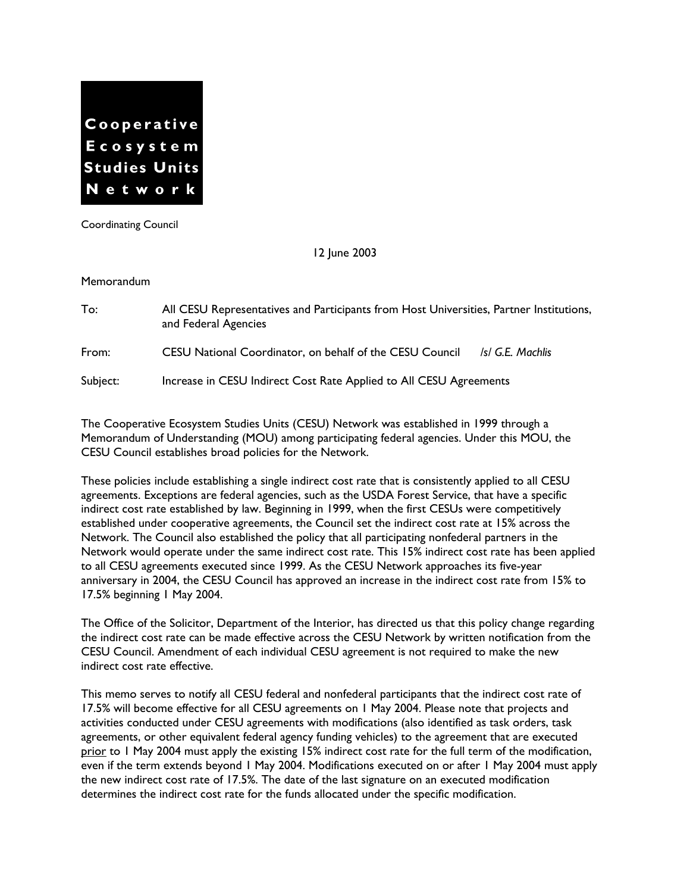**Cooperative Ecosystem Studies Units Network**

Coordinating Council

12 June 2003

Memorandum

To: All CESU Representatives and Participants from Host Universities, Partner Institutions, and Federal Agencies

From: CESU National Coordinator, on behalf of the CESU Council /s/ *G.E. Machlis*

Subject: Increase in CESU Indirect Cost Rate Applied to All CESU Agreements

The Cooperative Ecosystem Studies Units (CESU) Network was established in 1999 through a Memorandum of Understanding (MOU) among participating federal agencies. Under this MOU, the CESU Council establishes broad policies for the Network.

These policies include establishing a single indirect cost rate that is consistently applied to all CESU agreements. Exceptions are federal agencies, such as the USDA Forest Service, that have a specific indirect cost rate established by law. Beginning in 1999, when the first CESUs were competitively established under cooperative agreements, the Council set the indirect cost rate at 15% across the Network. The Council also established the policy that all participating nonfederal partners in the Network would operate under the same indirect cost rate. This 15% indirect cost rate has been applied to all CESU agreements executed since 1999. As the CESU Network approaches its five-year anniversary in 2004, the CESU Council has approved an increase in the indirect cost rate from 15% to 17.5% beginning 1 May 2004.

The Office of the Solicitor, Department of the Interior, has directed us that this policy change regarding the indirect cost rate can be made effective across the CESU Network by written notification from the CESU Council. Amendment of each individual CESU agreement is not required to make the new indirect cost rate effective.

This memo serves to notify all CESU federal and nonfederal participants that the indirect cost rate of 17.5% will become effective for all CESU agreements on 1 May 2004. Please note that projects and activities conducted under CESU agreements with modifications (also identified as task orders, task agreements, or other equivalent federal agency funding vehicles) to the agreement that are executed prior to 1 May 2004 must apply the existing 15% indirect cost rate for the full term of the modification, even if the term extends beyond 1 May 2004. Modifications executed on or after 1 May 2004 must apply the new indirect cost rate of 17.5%. The date of the last signature on an executed modification determines the indirect cost rate for the funds allocated under the specific modification.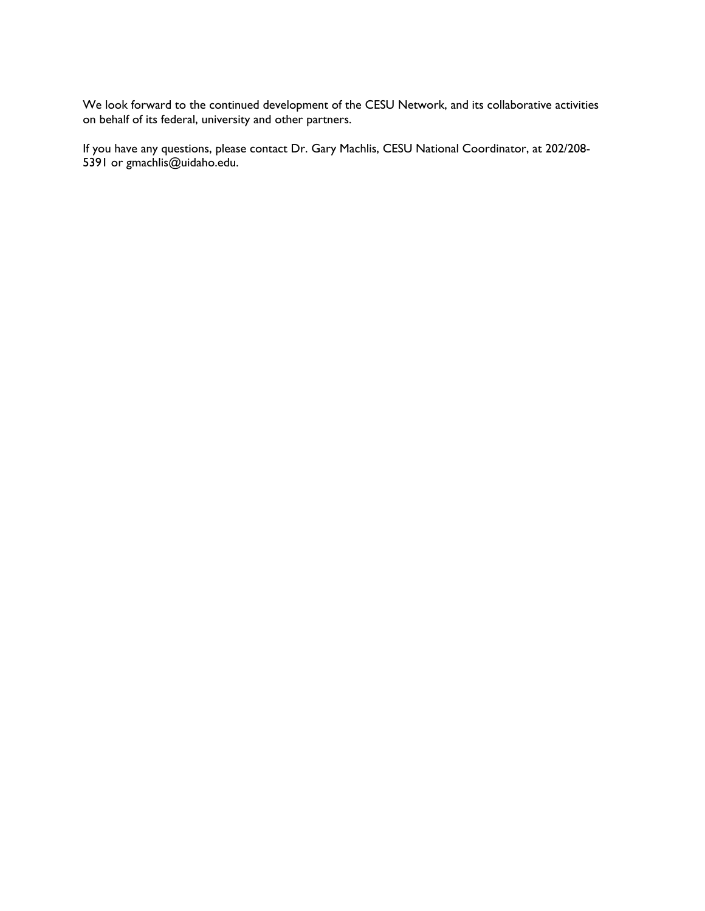We look forward to the continued development of the CESU Network, and its collaborative activities on behalf of its federal, university and other partners.

If you have any questions, please contact Dr. Gary Machlis, CESU National Coordinator, at 202/208-5391 or gmachlis@uidaho.edu.